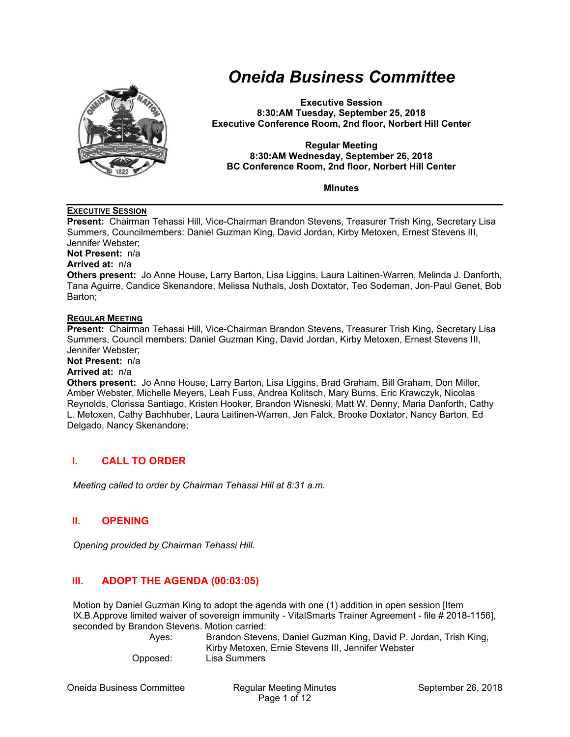# Oneida Business Committee

**Executive Session**
**8:30:AM Tuesday, September 25, 2018**
**Executive Conference Room, 2nd floor, Norbert Hill Center**

**Regular Meeting**
**8:30:AM Wednesday, September 26, 2018**
**BC Conference Room, 2nd floor, Norbert Hill Center**

**Minutes**

---

**EXECUTIVE SESSION**

**Present:** Chairman Tehassi Hill, Vice-Chairman Brandon Stevens, Treasurer Trish King, Secretary Lisa Summers, Councilmembers: Daniel Guzman King, David Jordan, Kirby Metoxen, Ernest Stevens III, Jennifer Webster;

**Not Present:** n/a

**Arrived at:** n/a

**Others present:** Jo Anne House, Larry Barton, Lisa Liggins, Laura Laitinen-Warren, Melinda J. Danforth, Tana Aguirre, Candice Skenandore, Melissa Nuthals, Josh Doxtator, Teo Sodeman, Jon-Paul Genet, Bob Barton;

**REGULAR MEETING**

**Present:** Chairman Tehassi Hill, Vice-Chairman Brandon Stevens, Treasurer Trish King, Secretary Lisa Summers, Council members: Daniel Guzman King, David Jordan, Kirby Metoxen, Ernest Stevens III, Jennifer Webster;

**Not Present:** n/a

**Arrived at:** n/a

**Others present:** Jo Anne House, Larry Barton, Lisa Liggins, Brad Graham, Bill Graham, Don Miller, Amber Webster, Michelle Meyers, Leah Fuss, Andrea Kolitsch, Mary Burns, Eric Krawczyk, Nicolas Reynolds, Clorissa Santiago, Kristen Hooker, Brandon Wisneski, Matt W. Denny, Maria Danforth, Cathy L. Metoxen, Cathy Bachhuber, Laura Laitinen-Warren, Jen Falck, Brooke Doxtator, Nancy Barton, Ed Delgado, Nancy Skenandore;

## I. CALL TO ORDER

*Meeting called to order by Chairman Tehassi Hill at 8:31 a.m.*

## II. OPENING

*Opening provided by Chairman Tehassi Hill.*

## III. ADOPT THE AGENDA (00:03:05)

Motion by Daniel Guzman King to adopt the agenda with one (1) addition in open session [Item IX.B.Approve limited waiver of sovereign immunity - VitalSmarts Trainer Agreement - file # 2018-1156], seconded by Brandon Stevens. Motion carried:

Ayes: Brandon Stevens, Daniel Guzman King, David P. Jordan, Trish King, Kirby Metoxen, Ernie Stevens III, Jennifer Webster

Opposed: Lisa Summers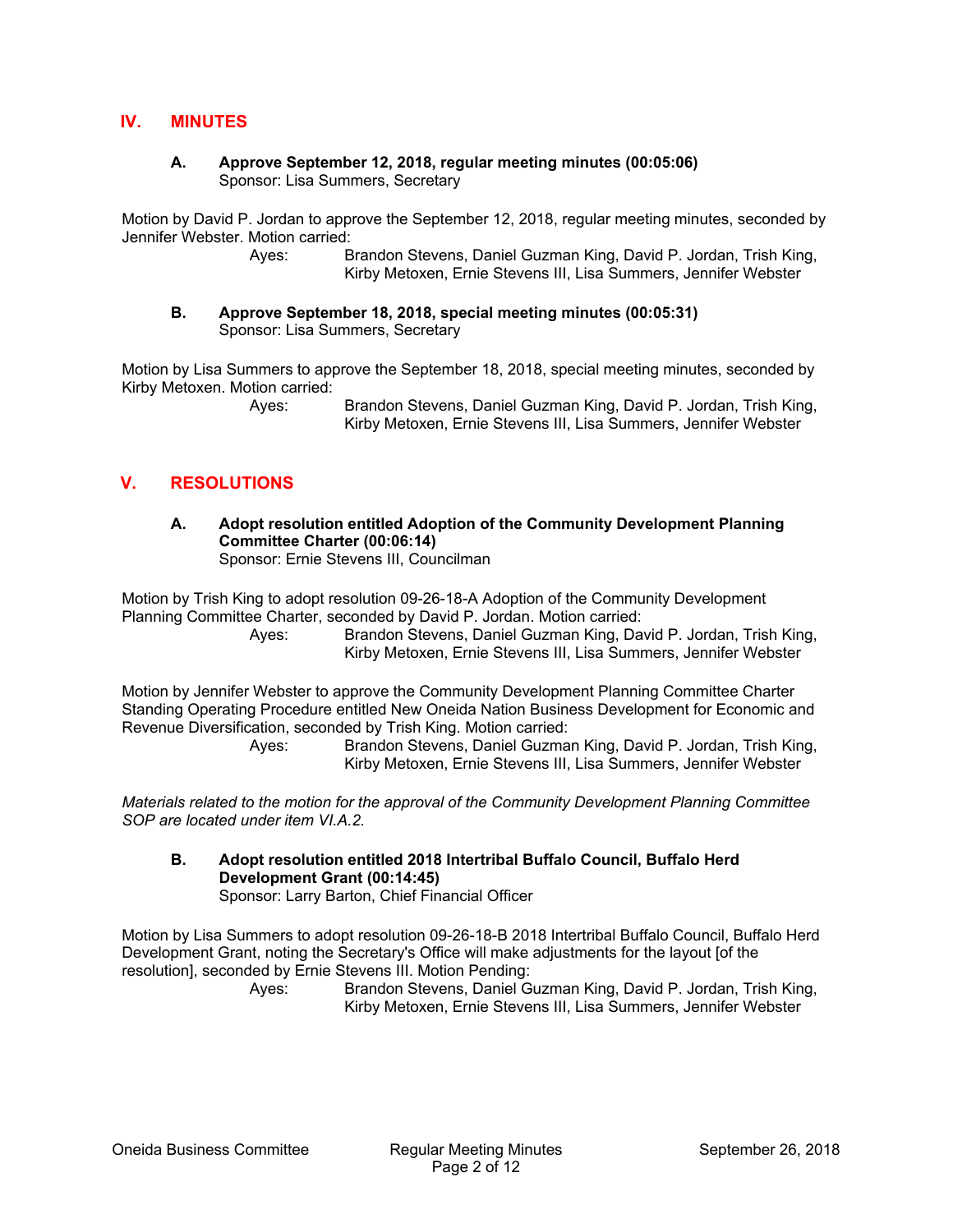## IV. MINUTES

### A. Approve September 12, 2018, regular meeting minutes (00:05:06)
Sponsor: Lisa Summers, Secretary

Motion by David P. Jordan to approve the September 12, 2018, regular meeting minutes, seconded by Jennifer Webster. Motion carried:

Ayes: Brandon Stevens, Daniel Guzman King, David P. Jordan, Trish King, Kirby Metoxen, Ernie Stevens III, Lisa Summers, Jennifer Webster

### B. Approve September 18, 2018, special meeting minutes (00:05:31)
Sponsor: Lisa Summers, Secretary

Motion by Lisa Summers to approve the September 18, 2018, special meeting minutes, seconded by Kirby Metoxen. Motion carried:

Ayes: Brandon Stevens, Daniel Guzman King, David P. Jordan, Trish King, Kirby Metoxen, Ernie Stevens III, Lisa Summers, Jennifer Webster

## V. RESOLUTIONS

### A. Adopt resolution entitled Adoption of the Community Development Planning Committee Charter (00:06:14)
Sponsor: Ernie Stevens III, Councilman

Motion by Trish King to adopt resolution 09-26-18-A Adoption of the Community Development Planning Committee Charter, seconded by David P. Jordan. Motion carried:

Ayes: Brandon Stevens, Daniel Guzman King, David P. Jordan, Trish King, Kirby Metoxen, Ernie Stevens III, Lisa Summers, Jennifer Webster

Motion by Jennifer Webster to approve the Community Development Planning Committee Charter Standing Operating Procedure entitled New Oneida Nation Business Development for Economic and Revenue Diversification, seconded by Trish King. Motion carried:

Ayes: Brandon Stevens, Daniel Guzman King, David P. Jordan, Trish King, Kirby Metoxen, Ernie Stevens III, Lisa Summers, Jennifer Webster

*Materials related to the motion for the approval of the Community Development Planning Committee SOP are located under item VI.A.2.*

### B. Adopt resolution entitled 2018 Intertribal Buffalo Council, Buffalo Herd Development Grant (00:14:45)
Sponsor: Larry Barton, Chief Financial Officer

Motion by Lisa Summers to adopt resolution 09-26-18-B 2018 Intertribal Buffalo Council, Buffalo Herd Development Grant, noting the Secretary's Office will make adjustments for the layout [of the resolution], seconded by Ernie Stevens III. Motion Pending:

Ayes: Brandon Stevens, Daniel Guzman King, David P. Jordan, Trish King, Kirby Metoxen, Ernie Stevens III, Lisa Summers, Jennifer Webster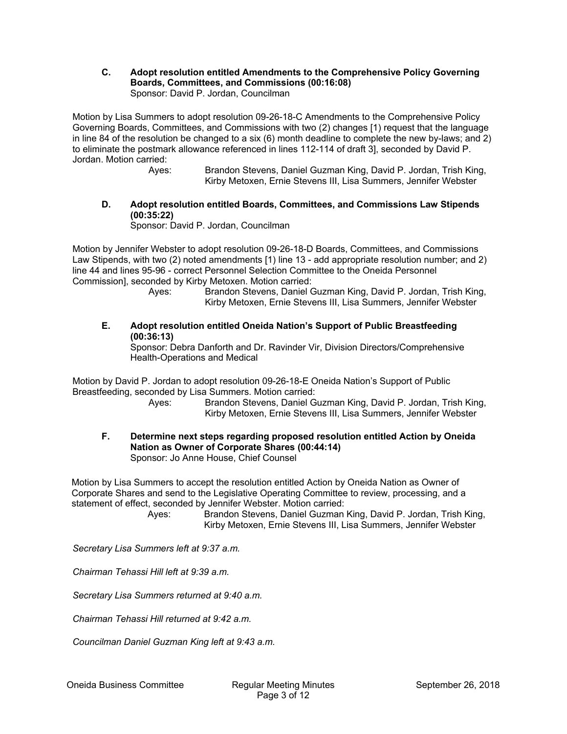**C. Adopt resolution entitled Amendments to the Comprehensive Policy Governing Boards, Committees, and Commissions (00:16:08)**
Sponsor: David P. Jordan, Councilman

Motion by Lisa Summers to adopt resolution 09-26-18-C Amendments to the Comprehensive Policy Governing Boards, Committees, and Commissions with two (2) changes [1) request that the language in line 84 of the resolution be changed to a six (6) month deadline to complete the new by-laws; and 2) to eliminate the postmark allowance referenced in lines 112-114 of draft 3], seconded by David P. Jordan. Motion carried:

Ayes: Brandon Stevens, Daniel Guzman King, David P. Jordan, Trish King, Kirby Metoxen, Ernie Stevens III, Lisa Summers, Jennifer Webster

**D. Adopt resolution entitled Boards, Committees, and Commissions Law Stipends (00:35:22)**
Sponsor: David P. Jordan, Councilman

Motion by Jennifer Webster to adopt resolution 09-26-18-D Boards, Committees, and Commissions Law Stipends, with two (2) noted amendments [1) line 13 - add appropriate resolution number; and 2) line 44 and lines 95-96 - correct Personnel Selection Committee to the Oneida Personnel Commission], seconded by Kirby Metoxen. Motion carried:

Ayes: Brandon Stevens, Daniel Guzman King, David P. Jordan, Trish King, Kirby Metoxen, Ernie Stevens III, Lisa Summers, Jennifer Webster

**E. Adopt resolution entitled Oneida Nation's Support of Public Breastfeeding (00:36:13)**
Sponsor: Debra Danforth and Dr. Ravinder Vir, Division Directors/Comprehensive Health-Operations and Medical

Motion by David P. Jordan to adopt resolution 09-26-18-E Oneida Nation's Support of Public Breastfeeding, seconded by Lisa Summers. Motion carried:

Ayes: Brandon Stevens, Daniel Guzman King, David P. Jordan, Trish King, Kirby Metoxen, Ernie Stevens III, Lisa Summers, Jennifer Webster

**F. Determine next steps regarding proposed resolution entitled Action by Oneida Nation as Owner of Corporate Shares (00:44:14)**
Sponsor: Jo Anne House, Chief Counsel

Motion by Lisa Summers to accept the resolution entitled Action by Oneida Nation as Owner of Corporate Shares and send to the Legislative Operating Committee to review, processing, and a statement of effect, seconded by Jennifer Webster. Motion carried:

Ayes: Brandon Stevens, Daniel Guzman King, David P. Jordan, Trish King, Kirby Metoxen, Ernie Stevens III, Lisa Summers, Jennifer Webster

*Secretary Lisa Summers left at 9:37 a.m.*

*Chairman Tehassi Hill left at 9:39 a.m.*

*Secretary Lisa Summers returned at 9:40 a.m.*

*Chairman Tehassi Hill returned at 9:42 a.m.*

*Councilman Daniel Guzman King left at 9:43 a.m.*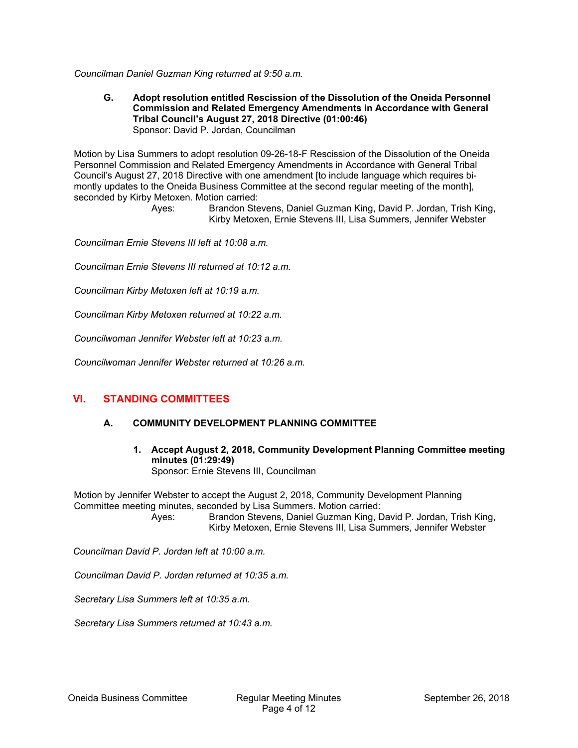*Councilman Daniel Guzman King returned at 9:50 a.m.*

**G. Adopt resolution entitled Rescission of the Dissolution of the Oneida Personnel Commission and Related Emergency Amendments in Accordance with General Tribal Council's August 27, 2018 Directive (01:00:46)**
Sponsor: David P. Jordan, Councilman

Motion by Lisa Summers to adopt resolution 09-26-18-F Rescission of the Dissolution of the Oneida Personnel Commission and Related Emergency Amendments in Accordance with General Tribal Council's August 27, 2018 Directive with one amendment [to include language which requires bi-montly updates to the Oneida Business Committee at the second regular meeting of the month], seconded by Kirby Metoxen. Motion carried:

Ayes: Brandon Stevens, Daniel Guzman King, David P. Jordan, Trish King, Kirby Metoxen, Ernie Stevens III, Lisa Summers, Jennifer Webster

*Councilman Ernie Stevens III left at 10:08 a.m.*

*Councilman Ernie Stevens III returned at 10:12 a.m.*

*Councilman Kirby Metoxen left at 10:19 a.m.*

*Councilman Kirby Metoxen returned at 10:22 a.m.*

*Councilwoman Jennifer Webster left at 10:23 a.m.*

*Councilwoman Jennifer Webster returned at 10:26 a.m.*

## VI. STANDING COMMITTEES

### A. COMMUNITY DEVELOPMENT PLANNING COMMITTEE

**1. Accept August 2, 2018, Community Development Planning Committee meeting minutes (01:29:49)**
Sponsor: Ernie Stevens III, Councilman

Motion by Jennifer Webster to accept the August 2, 2018, Community Development Planning Committee meeting minutes, seconded by Lisa Summers. Motion carried:

Ayes: Brandon Stevens, Daniel Guzman King, David P. Jordan, Trish King, Kirby Metoxen, Ernie Stevens III, Lisa Summers, Jennifer Webster

*Councilman David P. Jordan left at 10:00 a.m.*

*Councilman David P. Jordan returned at 10:35 a.m.*

*Secretary Lisa Summers left at 10:35 a.m.*

*Secretary Lisa Summers returned at 10:43 a.m.*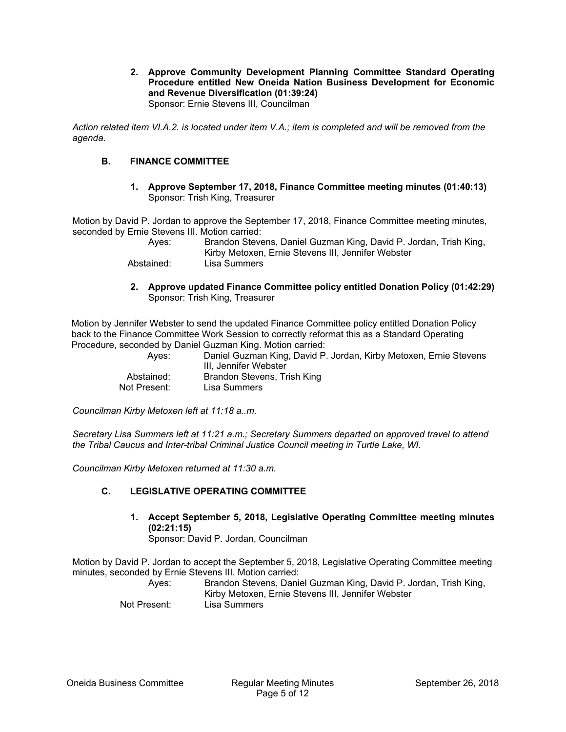2. **Approve Community Development Planning Committee Standard Operating Procedure entitled New Oneida Nation Business Development for Economic and Revenue Diversification (01:39:24)**
   Sponsor: Ernie Stevens III, Councilman

*Action related item VI.A.2. is located under item V.A.; item is completed and will be removed from the agenda.*

### B. FINANCE COMMITTEE

1. **Approve September 17, 2018, Finance Committee meeting minutes (01:40:13)**
   Sponsor: Trish King, Treasurer

Motion by David P. Jordan to approve the September 17, 2018, Finance Committee meeting minutes, seconded by Ernie Stevens III. Motion carried:

| | |
|---|---|
| Ayes: | Brandon Stevens, Daniel Guzman King, David P. Jordan, Trish King, Kirby Metoxen, Ernie Stevens III, Jennifer Webster |
| Abstained: | Lisa Summers |

2. **Approve updated Finance Committee policy entitled Donation Policy (01:42:29)**
   Sponsor: Trish King, Treasurer

Motion by Jennifer Webster to send the updated Finance Committee policy entitled Donation Policy back to the Finance Committee Work Session to correctly reformat this as a Standard Operating Procedure, seconded by Daniel Guzman King. Motion carried:

| | |
|---|---|
| Ayes: | Daniel Guzman King, David P. Jordan, Kirby Metoxen, Ernie Stevens III, Jennifer Webster |
| Abstained: | Brandon Stevens, Trish King |
| Not Present: | Lisa Summers |

*Councilman Kirby Metoxen left at 11:18 a..m.*

*Secretary Lisa Summers left at 11:21 a.m.; Secretary Summers departed on approved travel to attend the Tribal Caucus and Inter-tribal Criminal Justice Council meeting in Turtle Lake, WI.*

*Councilman Kirby Metoxen returned at 11:30 a.m.*

### C. LEGISLATIVE OPERATING COMMITTEE

1. **Accept September 5, 2018, Legislative Operating Committee meeting minutes (02:21:15)**
   Sponsor: David P. Jordan, Councilman

Motion by David P. Jordan to accept the September 5, 2018, Legislative Operating Committee meeting minutes, seconded by Ernie Stevens III. Motion carried:

| | |
|---|---|
| Ayes: | Brandon Stevens, Daniel Guzman King, David P. Jordan, Trish King, Kirby Metoxen, Ernie Stevens III, Jennifer Webster |
| Not Present: | Lisa Summers |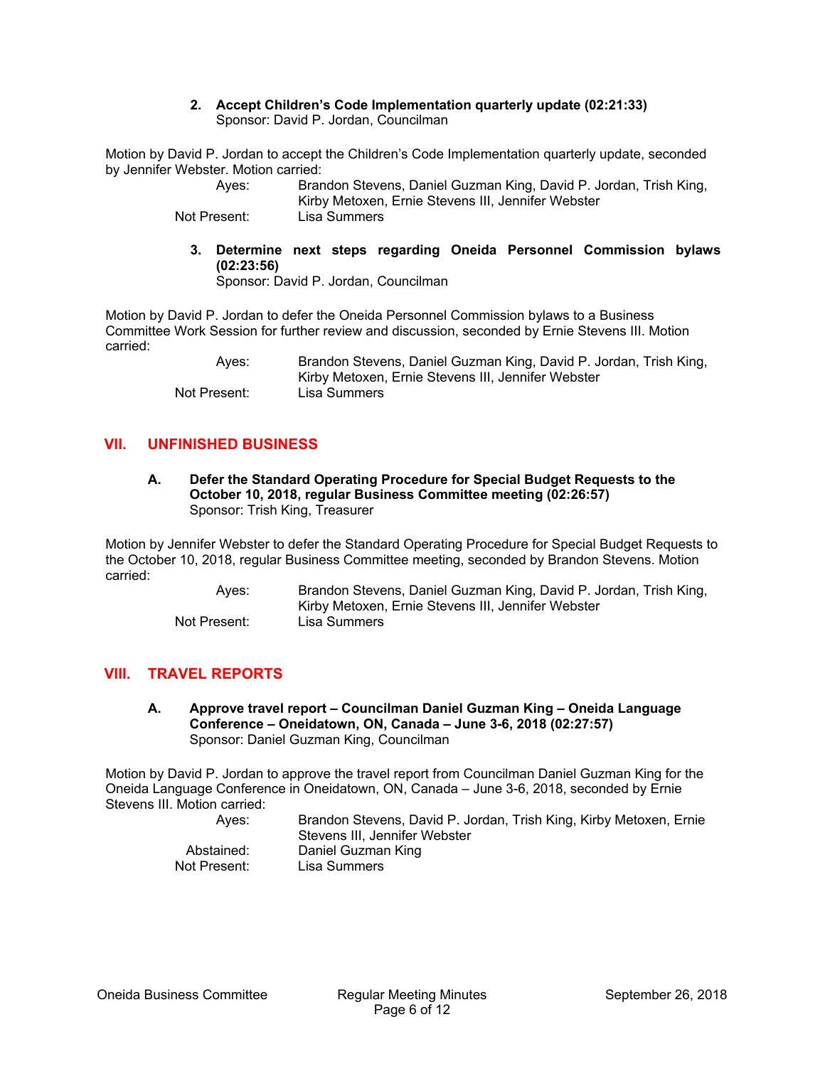**2. Accept Children's Code Implementation quarterly update (02:21:33)**
Sponsor: David P. Jordan, Councilman

Motion by David P. Jordan to accept the Children's Code Implementation quarterly update, seconded by Jennifer Webster. Motion carried:

Ayes: Brandon Stevens, Daniel Guzman King, David P. Jordan, Trish King, Kirby Metoxen, Ernie Stevens III, Jennifer Webster
Not Present: Lisa Summers

**3. Determine next steps regarding Oneida Personnel Commission bylaws (02:23:56)**
Sponsor: David P. Jordan, Councilman

Motion by David P. Jordan to defer the Oneida Personnel Commission bylaws to a Business Committee Work Session for further review and discussion, seconded by Ernie Stevens III. Motion carried:

Ayes: Brandon Stevens, Daniel Guzman King, David P. Jordan, Trish King, Kirby Metoxen, Ernie Stevens III, Jennifer Webster
Not Present: Lisa Summers

## VII. UNFINISHED BUSINESS

**A. Defer the Standard Operating Procedure for Special Budget Requests to the October 10, 2018, regular Business Committee meeting (02:26:57)**
Sponsor: Trish King, Treasurer

Motion by Jennifer Webster to defer the Standard Operating Procedure for Special Budget Requests to the October 10, 2018, regular Business Committee meeting, seconded by Brandon Stevens. Motion carried:

Ayes: Brandon Stevens, Daniel Guzman King, David P. Jordan, Trish King, Kirby Metoxen, Ernie Stevens III, Jennifer Webster
Not Present: Lisa Summers

## VIII. TRAVEL REPORTS

**A. Approve travel report – Councilman Daniel Guzman King – Oneida Language Conference – Oneidatown, ON, Canada – June 3-6, 2018 (02:27:57)**
Sponsor: Daniel Guzman King, Councilman

Motion by David P. Jordan to approve the travel report from Councilman Daniel Guzman King for the Oneida Language Conference in Oneidatown, ON, Canada – June 3-6, 2018, seconded by Ernie Stevens III. Motion carried:

Ayes: Brandon Stevens, David P. Jordan, Trish King, Kirby Metoxen, Ernie Stevens III, Jennifer Webster
Abstained: Daniel Guzman King
Not Present: Lisa Summers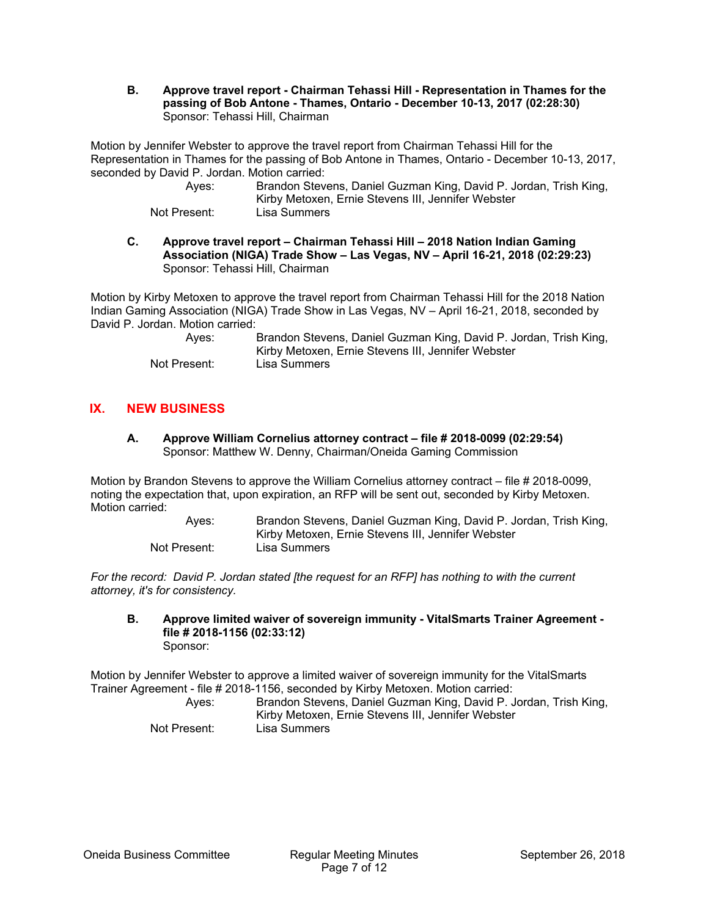**B. Approve travel report - Chairman Tehassi Hill - Representation in Thames for the passing of Bob Antone - Thames, Ontario - December 10-13, 2017 (02:28:30)**
Sponsor: Tehassi Hill, Chairman

Motion by Jennifer Webster to approve the travel report from Chairman Tehassi Hill for the Representation in Thames for the passing of Bob Antone in Thames, Ontario - December 10-13, 2017, seconded by David P. Jordan. Motion carried:

Ayes: Brandon Stevens, Daniel Guzman King, David P. Jordan, Trish King, Kirby Metoxen, Ernie Stevens III, Jennifer Webster
Not Present: Lisa Summers

**C. Approve travel report – Chairman Tehassi Hill – 2018 Nation Indian Gaming Association (NIGA) Trade Show – Las Vegas, NV – April 16-21, 2018 (02:29:23)**
Sponsor: Tehassi Hill, Chairman

Motion by Kirby Metoxen to approve the travel report from Chairman Tehassi Hill for the 2018 Nation Indian Gaming Association (NIGA) Trade Show in Las Vegas, NV – April 16-21, 2018, seconded by David P. Jordan. Motion carried:

Ayes: Brandon Stevens, Daniel Guzman King, David P. Jordan, Trish King, Kirby Metoxen, Ernie Stevens III, Jennifer Webster
Not Present: Lisa Summers

## IX. NEW BUSINESS

**A. Approve William Cornelius attorney contract – file # 2018-0099 (02:29:54)**
Sponsor: Matthew W. Denny, Chairman/Oneida Gaming Commission

Motion by Brandon Stevens to approve the William Cornelius attorney contract – file # 2018-0099, noting the expectation that, upon expiration, an RFP will be sent out, seconded by Kirby Metoxen. Motion carried:

Ayes: Brandon Stevens, Daniel Guzman King, David P. Jordan, Trish King, Kirby Metoxen, Ernie Stevens III, Jennifer Webster
Not Present: Lisa Summers

*For the record: David P. Jordan stated [the request for an RFP] has nothing to with the current attorney, it's for consistency.*

**B. Approve limited waiver of sovereign immunity - VitalSmarts Trainer Agreement - file # 2018-1156 (02:33:12)**
Sponsor:

Motion by Jennifer Webster to approve a limited waiver of sovereign immunity for the VitalSmarts Trainer Agreement - file # 2018-1156, seconded by Kirby Metoxen. Motion carried:

Ayes: Brandon Stevens, Daniel Guzman King, David P. Jordan, Trish King, Kirby Metoxen, Ernie Stevens III, Jennifer Webster
Not Present: Lisa Summers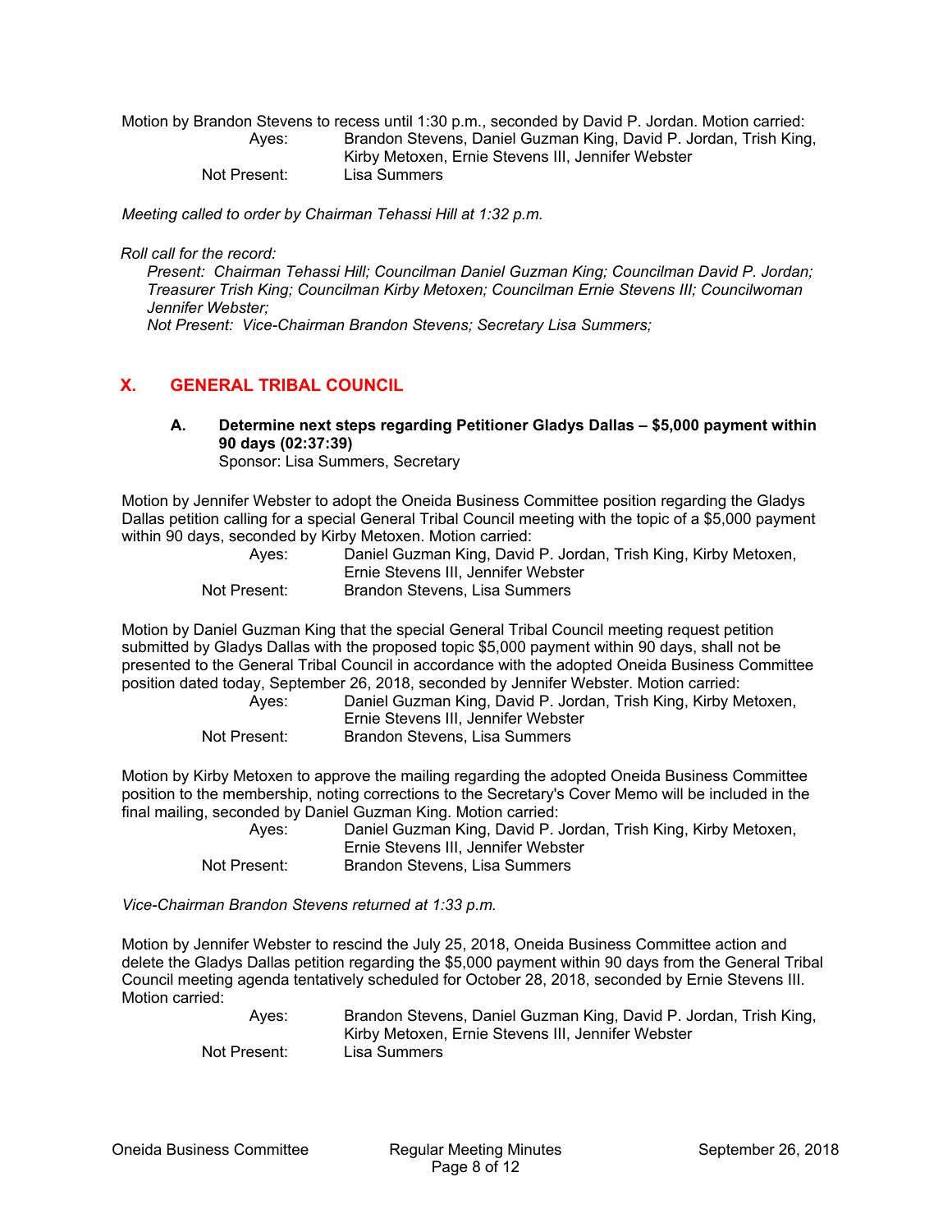Motion by Brandon Stevens to recess until 1:30 p.m., seconded by David P. Jordan. Motion carried:

Ayes: Brandon Stevens, Daniel Guzman King, David P. Jordan, Trish King, Kirby Metoxen, Ernie Stevens III, Jennifer Webster
Not Present: Lisa Summers

*Meeting called to order by Chairman Tehassi Hill at 1:32 p.m.*

*Roll call for the record:*
*Present: Chairman Tehassi Hill; Councilman Daniel Guzman King; Councilman David P. Jordan; Treasurer Trish King; Councilman Kirby Metoxen; Councilman Ernie Stevens III; Councilwoman Jennifer Webster;*
*Not Present: Vice-Chairman Brandon Stevens; Secretary Lisa Summers;*

## X. GENERAL TRIBAL COUNCIL

### A. Determine next steps regarding Petitioner Gladys Dallas – $5,000 payment within 90 days (02:37:39)

Sponsor: Lisa Summers, Secretary

Motion by Jennifer Webster to adopt the Oneida Business Committee position regarding the Gladys Dallas petition calling for a special General Tribal Council meeting with the topic of a $5,000 payment within 90 days, seconded by Kirby Metoxen. Motion carried:

Ayes: Daniel Guzman King, David P. Jordan, Trish King, Kirby Metoxen, Ernie Stevens III, Jennifer Webster
Not Present: Brandon Stevens, Lisa Summers

Motion by Daniel Guzman King that the special General Tribal Council meeting request petition submitted by Gladys Dallas with the proposed topic $5,000 payment within 90 days, shall not be presented to the General Tribal Council in accordance with the adopted Oneida Business Committee position dated today, September 26, 2018, seconded by Jennifer Webster. Motion carried:

Ayes: Daniel Guzman King, David P. Jordan, Trish King, Kirby Metoxen, Ernie Stevens III, Jennifer Webster
Not Present: Brandon Stevens, Lisa Summers

Motion by Kirby Metoxen to approve the mailing regarding the adopted Oneida Business Committee position to the membership, noting corrections to the Secretary's Cover Memo will be included in the final mailing, seconded by Daniel Guzman King. Motion carried:

Ayes: Daniel Guzman King, David P. Jordan, Trish King, Kirby Metoxen, Ernie Stevens III, Jennifer Webster
Not Present: Brandon Stevens, Lisa Summers

*Vice-Chairman Brandon Stevens returned at 1:33 p.m.*

Motion by Jennifer Webster to rescind the July 25, 2018, Oneida Business Committee action and delete the Gladys Dallas petition regarding the $5,000 payment within 90 days from the General Tribal Council meeting agenda tentatively scheduled for October 28, 2018, seconded by Ernie Stevens III. Motion carried:

Ayes: Brandon Stevens, Daniel Guzman King, David P. Jordan, Trish King, Kirby Metoxen, Ernie Stevens III, Jennifer Webster
Not Present: Lisa Summers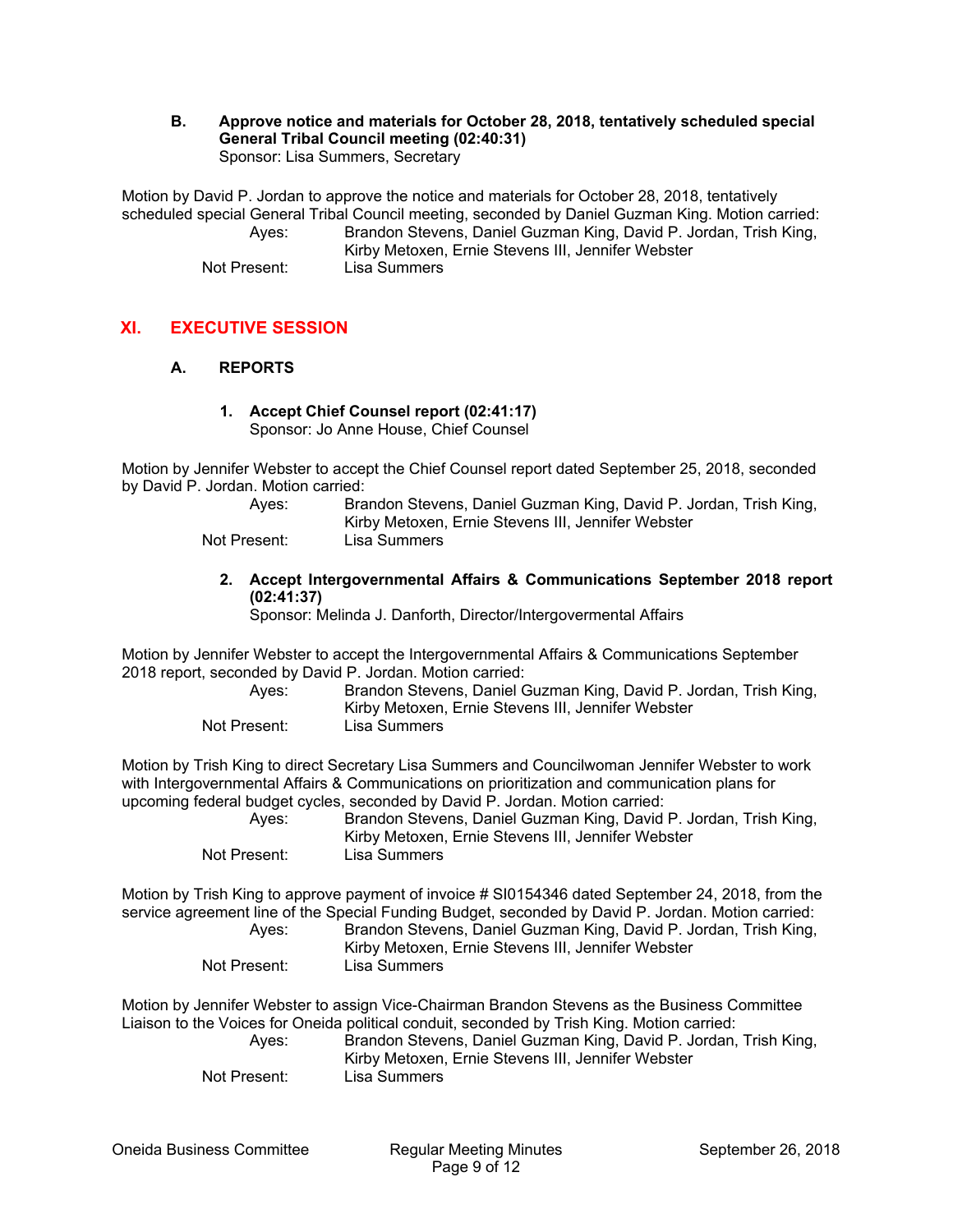**B. Approve notice and materials for October 28, 2018, tentatively scheduled special General Tribal Council meeting (02:40:31)**
Sponsor: Lisa Summers, Secretary

Motion by David P. Jordan to approve the notice and materials for October 28, 2018, tentatively scheduled special General Tribal Council meeting, seconded by Daniel Guzman King. Motion carried:

Ayes: Brandon Stevens, Daniel Guzman King, David P. Jordan, Trish King, Kirby Metoxen, Ernie Stevens III, Jennifer Webster
Not Present: Lisa Summers

## XI. EXECUTIVE SESSION

### A. REPORTS

**1. Accept Chief Counsel report (02:41:17)**
Sponsor: Jo Anne House, Chief Counsel

Motion by Jennifer Webster to accept the Chief Counsel report dated September 25, 2018, seconded by David P. Jordan. Motion carried:

Ayes: Brandon Stevens, Daniel Guzman King, David P. Jordan, Trish King, Kirby Metoxen, Ernie Stevens III, Jennifer Webster
Not Present: Lisa Summers

**2. Accept Intergovernmental Affairs & Communications September 2018 report (02:41:37)**
Sponsor: Melinda J. Danforth, Director/Intergovermental Affairs

Motion by Jennifer Webster to accept the Intergovernmental Affairs & Communications September 2018 report, seconded by David P. Jordan. Motion carried:

Ayes: Brandon Stevens, Daniel Guzman King, David P. Jordan, Trish King, Kirby Metoxen, Ernie Stevens III, Jennifer Webster
Not Present: Lisa Summers

Motion by Trish King to direct Secretary Lisa Summers and Councilwoman Jennifer Webster to work with Intergovernmental Affairs & Communications on prioritization and communication plans for upcoming federal budget cycles, seconded by David P. Jordan. Motion carried:

Ayes: Brandon Stevens, Daniel Guzman King, David P. Jordan, Trish King, Kirby Metoxen, Ernie Stevens III, Jennifer Webster
Not Present: Lisa Summers

Motion by Trish King to approve payment of invoice # SI0154346 dated September 24, 2018, from the service agreement line of the Special Funding Budget, seconded by David P. Jordan. Motion carried:

Ayes: Brandon Stevens, Daniel Guzman King, David P. Jordan, Trish King, Kirby Metoxen, Ernie Stevens III, Jennifer Webster
Not Present: Lisa Summers

Motion by Jennifer Webster to assign Vice-Chairman Brandon Stevens as the Business Committee Liaison to the Voices for Oneida political conduit, seconded by Trish King. Motion carried:

Ayes: Brandon Stevens, Daniel Guzman King, David P. Jordan, Trish King, Kirby Metoxen, Ernie Stevens III, Jennifer Webster
Not Present: Lisa Summers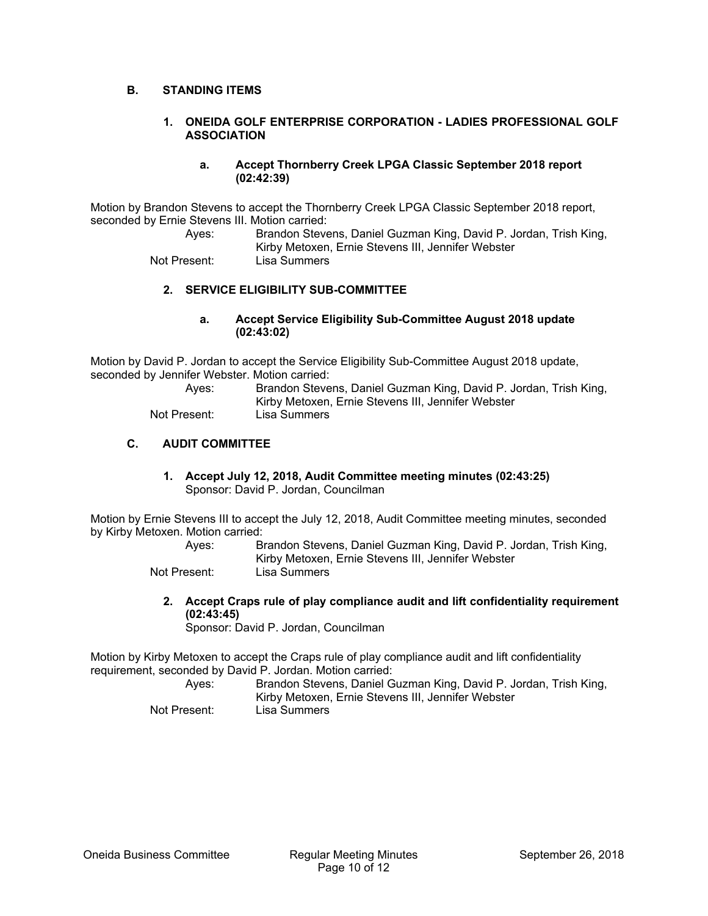## B. STANDING ITEMS

### 1. ONEIDA GOLF ENTERPRISE CORPORATION - LADIES PROFESSIONAL GOLF ASSOCIATION

#### a. Accept Thornberry Creek LPGA Classic September 2018 report (02:42:39)

Motion by Brandon Stevens to accept the Thornberry Creek LPGA Classic September 2018 report, seconded by Ernie Stevens III. Motion carried:

Ayes: Brandon Stevens, Daniel Guzman King, David P. Jordan, Trish King, Kirby Metoxen, Ernie Stevens III, Jennifer Webster
Not Present: Lisa Summers

### 2. SERVICE ELIGIBILITY SUB-COMMITTEE

#### a. Accept Service Eligibility Sub-Committee August 2018 update (02:43:02)

Motion by David P. Jordan to accept the Service Eligibility Sub-Committee August 2018 update, seconded by Jennifer Webster. Motion carried:

Ayes: Brandon Stevens, Daniel Guzman King, David P. Jordan, Trish King, Kirby Metoxen, Ernie Stevens III, Jennifer Webster
Not Present: Lisa Summers

## C. AUDIT COMMITTEE

### 1. Accept July 12, 2018, Audit Committee meeting minutes (02:43:25)

Sponsor: David P. Jordan, Councilman

Motion by Ernie Stevens III to accept the July 12, 2018, Audit Committee meeting minutes, seconded by Kirby Metoxen. Motion carried:

Ayes: Brandon Stevens, Daniel Guzman King, David P. Jordan, Trish King, Kirby Metoxen, Ernie Stevens III, Jennifer Webster
Not Present: Lisa Summers

### 2. Accept Craps rule of play compliance audit and lift confidentiality requirement (02:43:45)

Sponsor: David P. Jordan, Councilman

Motion by Kirby Metoxen to accept the Craps rule of play compliance audit and lift confidentiality requirement, seconded by David P. Jordan. Motion carried:

Ayes: Brandon Stevens, Daniel Guzman King, David P. Jordan, Trish King, Kirby Metoxen, Ernie Stevens III, Jennifer Webster
Not Present: Lisa Summers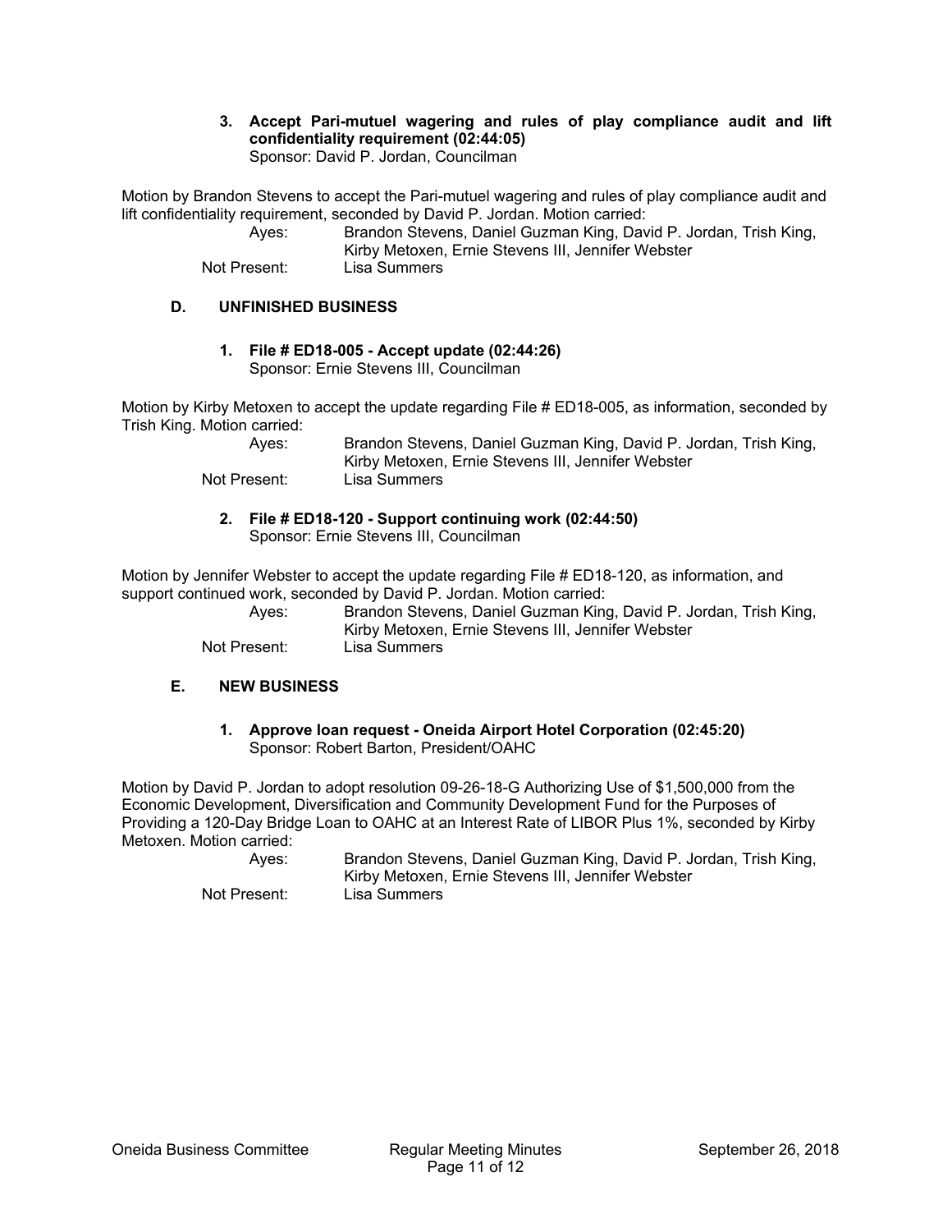**3. Accept Pari-mutuel wagering and rules of play compliance audit and lift confidentiality requirement (02:44:05)**
Sponsor: David P. Jordan, Councilman

Motion by Brandon Stevens to accept the Pari-mutuel wagering and rules of play compliance audit and lift confidentiality requirement, seconded by David P. Jordan. Motion carried:

Ayes: Brandon Stevens, Daniel Guzman King, David P. Jordan, Trish King, Kirby Metoxen, Ernie Stevens III, Jennifer Webster
Not Present: Lisa Summers

## D. UNFINISHED BUSINESS

**1. File # ED18-005 - Accept update (02:44:26)**
Sponsor: Ernie Stevens III, Councilman

Motion by Kirby Metoxen to accept the update regarding File # ED18-005, as information, seconded by Trish King. Motion carried:

Ayes: Brandon Stevens, Daniel Guzman King, David P. Jordan, Trish King, Kirby Metoxen, Ernie Stevens III, Jennifer Webster
Not Present: Lisa Summers

**2. File # ED18-120 - Support continuing work (02:44:50)**
Sponsor: Ernie Stevens III, Councilman

Motion by Jennifer Webster to accept the update regarding File # ED18-120, as information, and support continued work, seconded by David P. Jordan. Motion carried:

Ayes: Brandon Stevens, Daniel Guzman King, David P. Jordan, Trish King, Kirby Metoxen, Ernie Stevens III, Jennifer Webster
Not Present: Lisa Summers

## E. NEW BUSINESS

**1. Approve loan request - Oneida Airport Hotel Corporation (02:45:20)**
Sponsor: Robert Barton, President/OAHC

Motion by David P. Jordan to adopt resolution 09-26-18-G Authorizing Use of $1,500,000 from the Economic Development, Diversification and Community Development Fund for the Purposes of Providing a 120-Day Bridge Loan to OAHC at an Interest Rate of LIBOR Plus 1%, seconded by Kirby Metoxen. Motion carried:

Ayes: Brandon Stevens, Daniel Guzman King, David P. Jordan, Trish King, Kirby Metoxen, Ernie Stevens III, Jennifer Webster
Not Present: Lisa Summers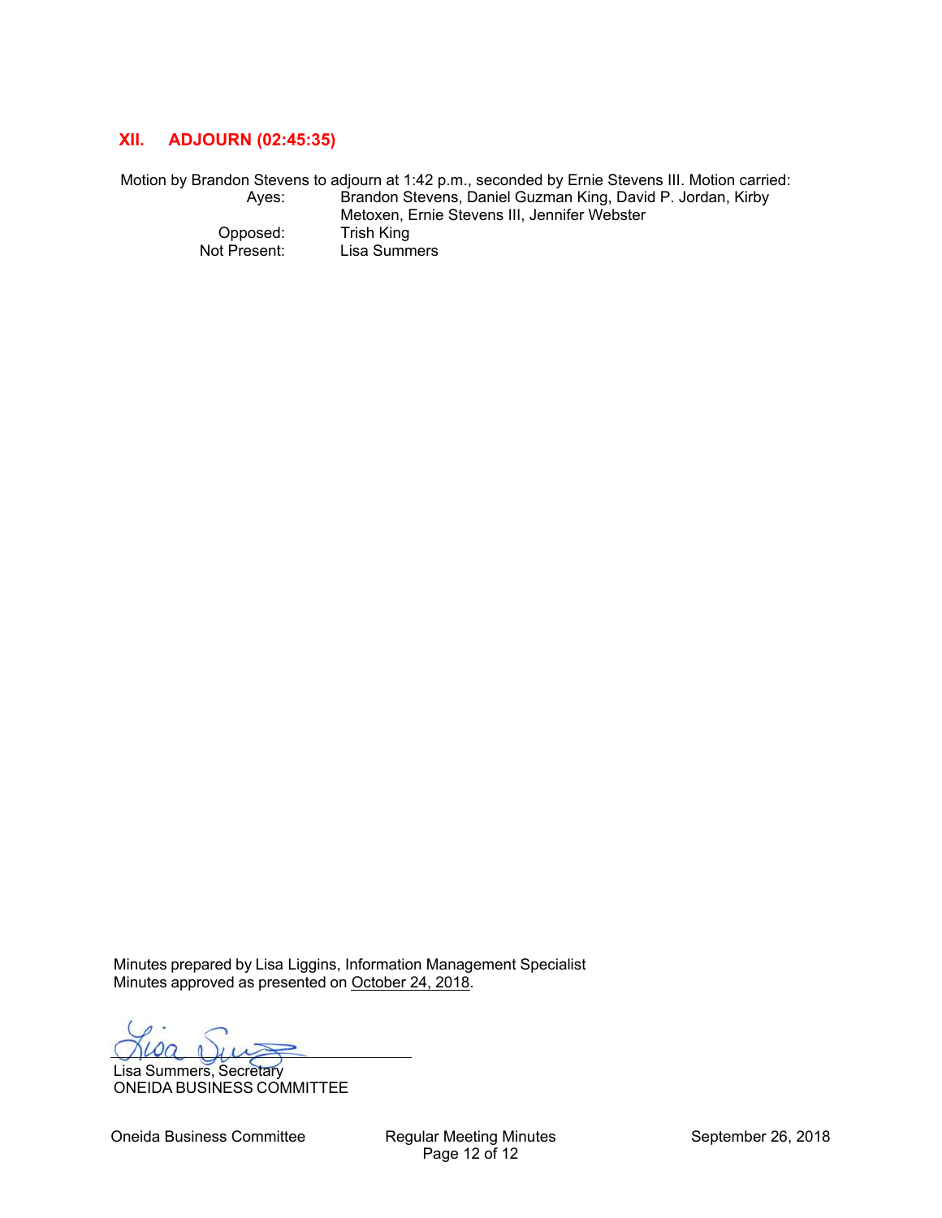## XII. ADJOURN (02:45:35)

Motion by Brandon Stevens to adjourn at 1:42 p.m., seconded by Ernie Stevens III. Motion carried:

| | |
|---|---|
| Ayes: | Brandon Stevens, Daniel Guzman King, David P. Jordan, Kirby Metoxen, Ernie Stevens III, Jennifer Webster |
| Opposed: | Trish King |
| Not Present: | Lisa Summers |

Minutes prepared by Lisa Liggins, Information Management Specialist
Minutes approved as presented on October 24, 2018.

Lisa Summers, Secretary
ONEIDA BUSINESS COMMITTEE